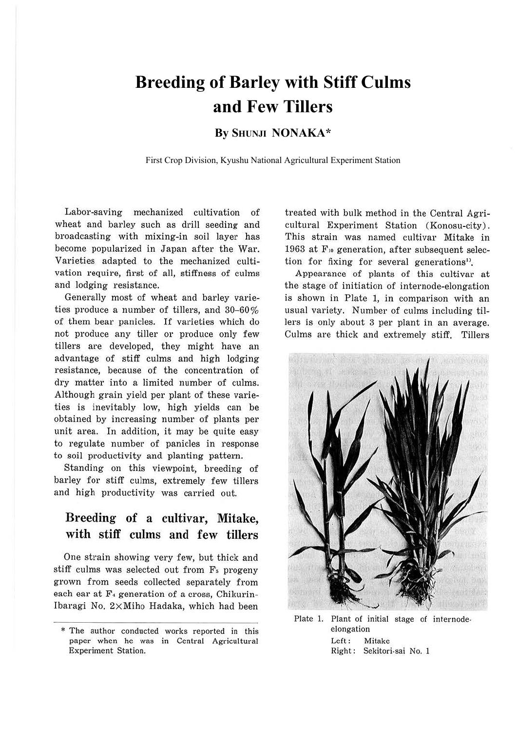# Breeding of Barley with Stiff Culms and Few Tillers

**By SHUNJI NONAKA***

First Crop Division, Kyushu National Agricultural Experiment Station

Labor-saving mechanized cultivation of wheat and barley such as drill seeding and broadcasting with mixing-in soil layer has become popularized in Japan after the War. Varieties adapted to the mechanized cultivation require, first of all, stiffness of culms and lodging resistance.

Generally most of wheat and barley varieties produce a number of tillers, and 30–60% of them bear panicles. If varieties which do not produce any tiller or produce only few tillers are developed, they might have an advantage of stiff culms and high lodging resistance, because of the concentration of dry matter into a limited number of culms. Although grain yield per plant of these varieties is inevitably low, high yields can be obtained by increasing number of plants per unit area. In addition, it may be quite easy to regulate number of panicles in response to soil productivity and planting pattern.

Standing on this viewpoint, breeding of barley for stiff culms, extremely few tillers and high productivity was carried out.

## Breeding of a cultivar, Mitake, with stiff culms and few tillers

One strain showing very few, but thick and stiff culms was selected out from $F_5$ progeny grown from seeds collected separately from each ear at $F_4$ generation of a cross, Chikurin-Ibaragi No. 2×Miho Hadaka, which had been treated with bulk method in the Central Agricultural Experiment Station (Konosu-city). This strain was named cultivar Mitake in 1963 at $F_{10}$ generation, after subsequent selection for fixing for several generations[1].

Appearance of plants of this cultivar at the stage of initiation of internode-elongation is shown in Plate 1, in comparison with an usual variety. Number of culms including tillers is only about 3 per plant in an average. Culms are thick and extremely stiff. Tillers

Plate 1. Plant of initial stage of internode-elongation
Left: Mitake
Right: Sekitori-sai No. 1

\* The author conducted works reported in this paper when he was in Central Agricultural Experiment Station.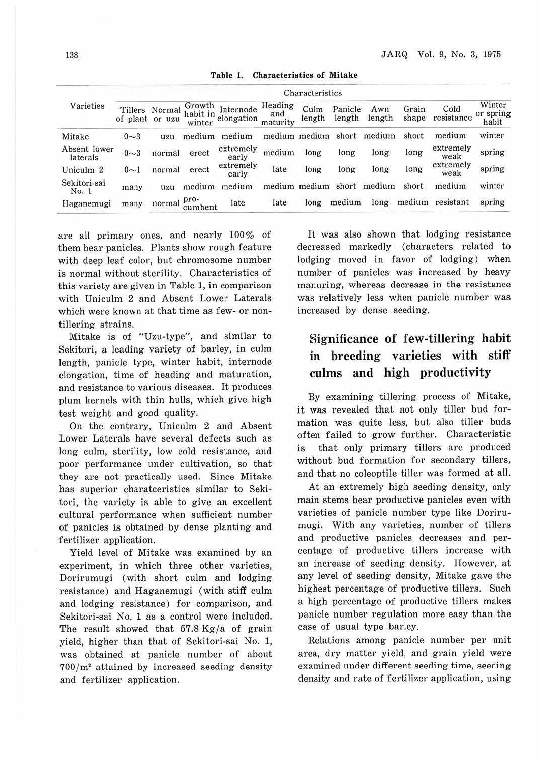**Table 1. Characteristics of Mitake**

| Varieties | Characteristics | | | | | | | | | | |
|---|---|---|---|---|---|---|---|---|---|---|---|
| | Tillers of plant | Normal or uzu | Growth habit in winter | Internode elongation | Heading and maturity | Culm length | Panicle length | Awn length | Grain shape | Cold resistance | Winter or spring habit |
| Mitake | 0～3 | uzu | medium | medium | medium | medium | short | medium | short | medium | winter |
| Absent lower laterals | 0～3 | normal | erect | extremely early | medium | long | long | long | long | extremely weak | spring |
| Uniculm 2 | 0～1 | normal | erect | extremely early | late | long | long | long | long | extremely weak | spring |
| Sekitori-sai No. 1 | many | uzu | medium | medium | medium | medium | short | medium | short | medium | winter |
| Haganemugi | many | normal | pro-cumbent | late | late | long | medium | long | medium | resistant | spring |

are all primary ones, and nearly 100% of them bear panicles. Plants show rough feature with deep leaf color, but chromosome number is normal without sterility. Characteristics of this variety are given in Table 1, in comparison with Uniculm 2 and Absent Lower Laterals which were known at that time as few- or non-tillering strains.

Mitake is of "Uzu-type", and similar to Sekitori, a leading variety of barley, in culm length, panicle type, winter habit, internode elongation, time of heading and maturation, and resistance to various diseases. It produces plum kernels with thin hulls, which give high test weight and good quality.

On the contrary, Uniculm 2 and Absent Lower Laterals have several defects such as long culm, sterility, low cold resistance, and poor performance under cultivation, so that they are not practically used. Since Mitake has superior charatceristics similar to Sekitori, the variety is able to give an excellent cultural performance when sufficient number of panicles is obtained by dense planting and fertilizer application.

Yield level of Mitake was examined by an experiment, in which three other varieties, Dorirumugi (with short culm and lodging resistance) and Haganemugi (with stiff culm and lodging resistance) for comparison, and Sekitori-sai No. 1 as a control were included. The result showed that 57.8 Kg/a of grain yield, higher than that of Sekitori-sai No. 1, was obtained at panicle number of about 700/m$^2$ attained by increased seeding density and fertilizer application.

It was also shown that lodging resistance decreased markedly (characters related to lodging moved in favor of lodging) when number of panicles was increased by heavy manuring, whereas decrease in the resistance was relatively less when panicle number was increased by dense seeding.

## Significance of few-tillering habit in breeding varieties with stiff culms and high productivity

By examining tillering process of Mitake, it was revealed that not only tiller bud formation was quite less, but also tiller buds often failed to grow further. Characteristic is that only primary tillers are produced without bud formation for secondary tillers, and that no coleoptile tiller was formed at all.

At an extremely high seeding density, only main stems bear productive panicles even with varieties of panicle number type like Dorirumugi. With any varieties, number of tillers and productive panicles decreases and percentage of productive tillers increase with an increase of seeding density. However, at any level of seeding density, Mitake gave the highest percentage of productive tillers. Such a high percentage of productive tillers makes panicle number regulation more easy than the case of usual type barley.

Relations among panicle number per unit area, dry matter yield, and grain yield were examined under different seeding time, seeding density and rate of fertilizer application, using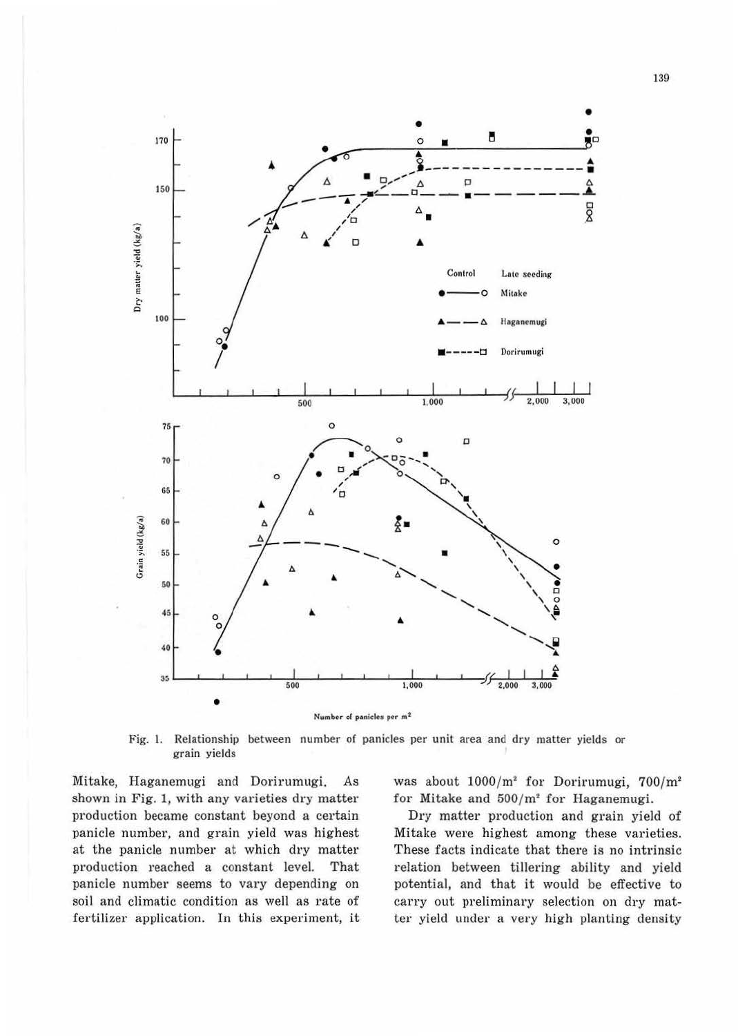Fig. 1. Relationship between number of panicles per unit area and dry matter yields or grain yields

Mitake, Haganemugi and Dorirumugi. As shown in Fig. 1, with any varieties dry matter production became constant beyond a certain panicle number, and grain yield was highest at the panicle number at which dry matter production reached a constant level. That panicle number seems to vary depending on soil and climatic condition as well as rate of fertilizer application. In this experiment, it was about $1000/m^2$ for Dorirumugi, $700/m^2$ for Mitake and $500/m^2$ for Haganemugi.

Dry matter production and grain yield of Mitake were highest among these varieties. These facts indicate that there is no intrinsic relation between tillering ability and yield potential, and that it would be effective to carry out preliminary selection on dry matter yield under a very high planting density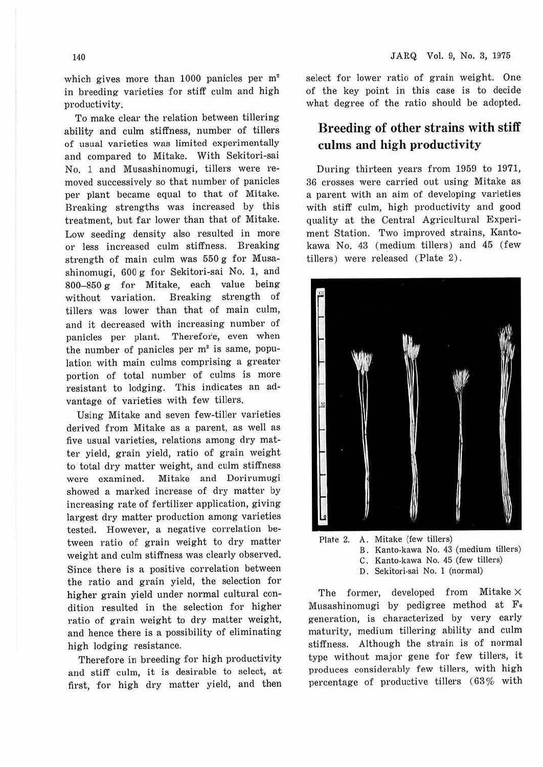which gives more than 1000 panicles per m² in breeding varieties for stiff culm and high productivity.

To make clear the relation between tillering ability and culm stiffness, number of tillers of usual varieties was limited experimentally and compared to Mitake. With Sekitori-sai No. 1 and Musashinomugi, tillers were removed successively so that number of panicles per plant became equal to that of Mitake. Breaking strengths was increased by this treatment, but far lower than that of Mitake. Low seeding density also resulted in more or less increased culm stiffness. Breaking strength of main culm was 550 g for Musashinomugi, 600 g for Sekitori-sai No. 1, and 800–850 g for Mitake, each value being without variation. Breaking strength of tillers was lower than that of main culm, and it decreased with increasing number of panicles per plant. Therefore, even when the number of panicles per m² is same, population with main culms comprising a greater portion of total number of culms is more resistant to lodging. This indicates an advantage of varieties with few tillers.

Using Mitake and seven few-tiller varieties derived from Mitake as a parent, as well as five usual varieties, relations among dry matter yield, grain yield, ratio of grain weight to total dry matter weight, and culm stiffness were examined. Mitake and Dorirumugi showed a marked increase of dry matter by increasing rate of fertilizer application, giving largest dry matter production among varieties tested. However, a negative correlation between ratio of grain weight to dry matter weight and culm stiffness was clearly observed. Since there is a positive correlation between the ratio and grain yield, the selection for higher grain yield under normal cultural condition resulted in the selection for higher ratio of grain weight to dry matter weight, and hence there is a possibility of eliminating high lodging resistance.

Therefore in breeding for high productivity and stiff culm, it is desirable to select, at first, for high dry matter yield, and then select for lower ratio of grain weight. One of the key point in this case is to decide what degree of the ratio should be adopted.

## Breeding of other strains with stiff culms and high productivity

During thirteen years from 1959 to 1971, 36 crosses were carried out using Mitake as a parent with an aim of developing varieties with stiff culm, high productivity and good quality at the Central Agricultural Experiment Station. Two improved strains, Kanto-kawa No. 43 (medium tillers) and 45 (few tillers) were released (Plate 2).

Plate 2.
A. Mitake (few tillers)
B. Kanto-kawa No. 43 (medium tillers)
C. Kanto-kawa No. 45 (few tillers)
D. Sekitori-sai No. 1 (normal)

The former, developed from Mitake × Musashinomugi by pedigree method at $F_6$ generation, is characterized by very early maturity, medium tillering ability and culm stiffness. Although the strain is of normal type without major gene for few tillers, it produces considerably few tillers, with high percentage of productive tillers (63% with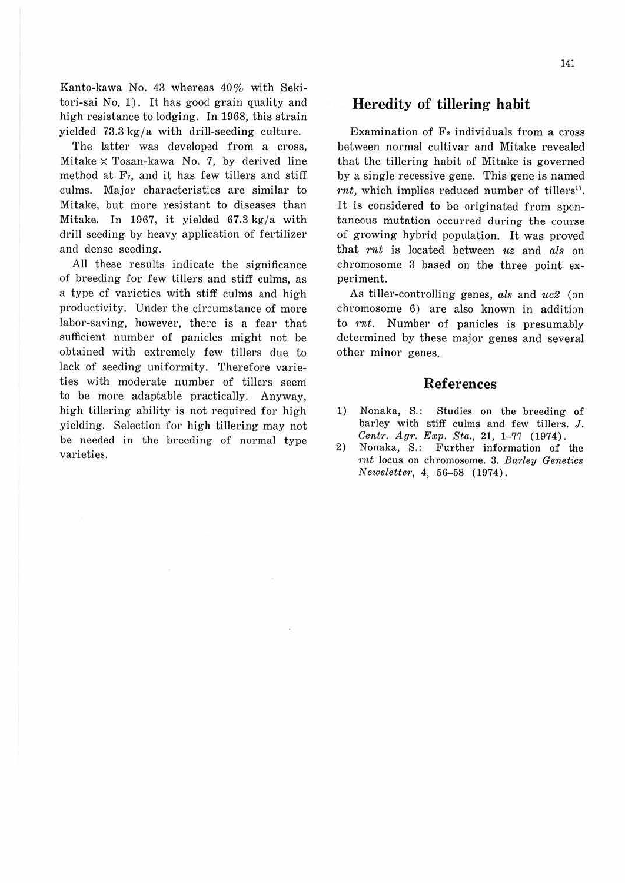Kanto-kawa No. 43 whereas 40% with Sekitori-sai No. 1). It has good grain quality and high resistance to lodging. In 1968, this strain yielded 73.3 kg/a with drill-seeding culture.

The latter was developed from a cross, Mitake × Tosan-kawa No. 7, by derived line method at $F_7$, and it has few tillers and stiff culms. Major characteristics are similar to Mitake, but more resistant to diseases than Mitake. In 1967, it yielded 67.3 kg/a with drill seeding by heavy application of fertilizer and dense seeding.

All these results indicate the significance of breeding for few tillers and stiff culms, as a type of varieties with stiff culms and high productivity. Under the circumstance of more labor-saving, however, there is a fear that sufficient number of panicles might not be obtained with extremely few tillers due to lack of seeding uniformity. Therefore varieties with moderate number of tillers seem to be more adaptable practically. Anyway, high tillering ability is not required for high yielding. Selection for high tillering may not be needed in the breeding of normal type varieties.

## Heredity of tillering habit

Examination of $F_2$ individuals from a cross between normal cultivar and Mitake revealed that the tillering habit of Mitake is governed by a single recessive gene. This gene is named *rnt*, which implies reduced number of tillers[1]. It is considered to be originated from spontaneous mutation occurred during the course of growing hybrid population. It was proved that *rnt* is located between *uz* and *als* on chromosome 3 based on the three point experiment.

As tiller-controlling genes, *als* and *uc2* (on chromosome 6) are also known in addition to *rnt*. Number of panicles is presumably determined by these major genes and several other minor genes.

## References

1) Nonaka, S.: Studies on the breeding of barley with stiff culms and few tillers. *J. Centr. Agr. Exp. Sta.*, 21, 1–77 (1974).
2) Nonaka, S.: Further information of the *rnt* locus on chromosome. 3. *Barley Genetics Newsletter*, 4, 56–58 (1974).